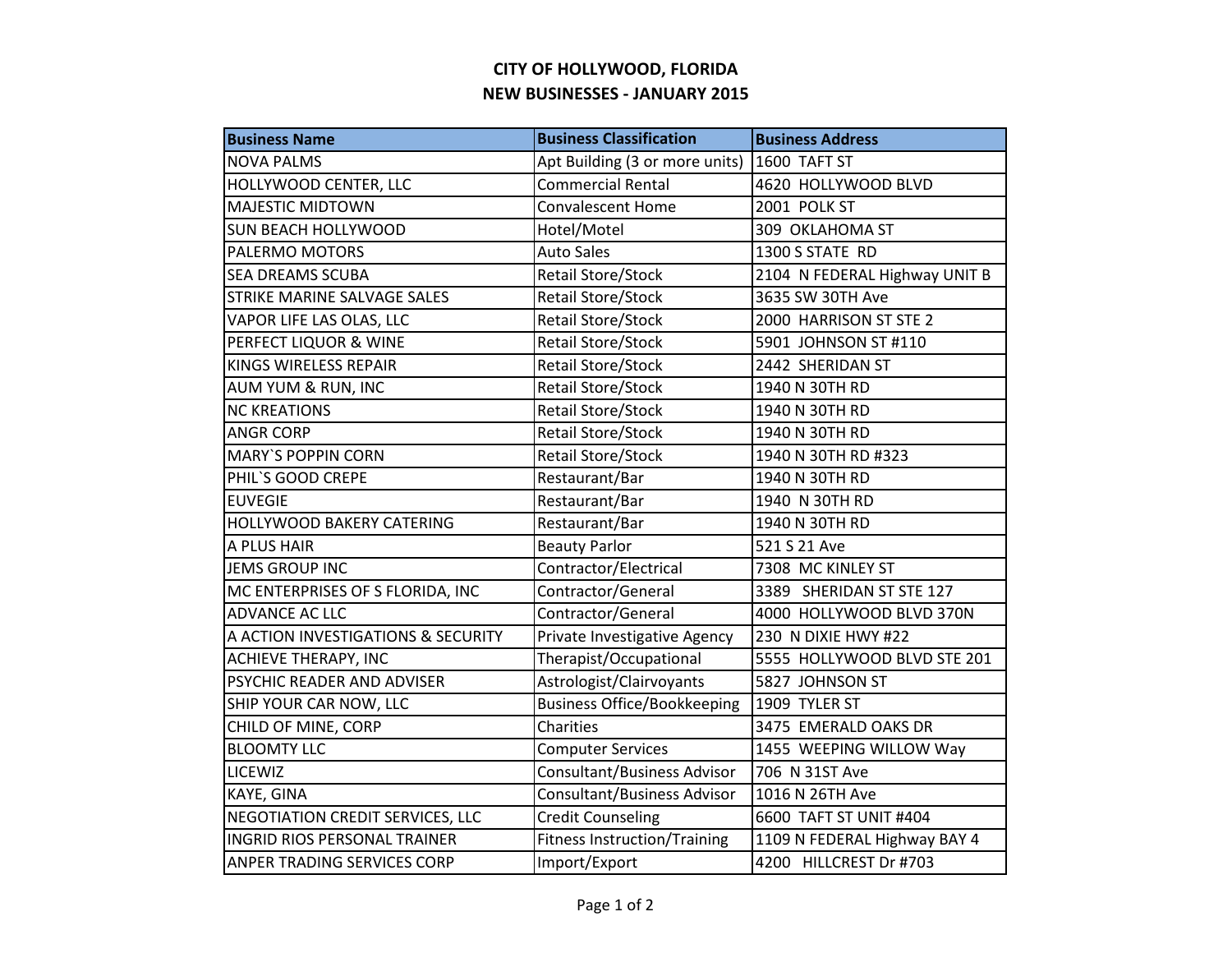# CITY OF HOLLYWOOD, FLORIDA
## NEW BUSINESSES - JANUARY 2015

| Business Name | Business Classification | Business Address |
|---|---|---|
| NOVA PALMS | Apt Building (3 or more units) | 1600 TAFT ST |
| HOLLYWOOD CENTER, LLC | Commercial Rental | 4620 HOLLYWOOD BLVD |
| MAJESTIC MIDTOWN | Convalescent Home | 2001 POLK ST |
| SUN BEACH HOLLYWOOD | Hotel/Motel | 309 OKLAHOMA ST |
| PALERMO MOTORS | Auto Sales | 1300 S STATE RD |
| SEA DREAMS SCUBA | Retail Store/Stock | 2104 N FEDERAL Highway UNIT B |
| STRIKE MARINE SALVAGE SALES | Retail Store/Stock | 3635 SW 30TH Ave |
| VAPOR LIFE LAS OLAS, LLC | Retail Store/Stock | 2000 HARRISON ST STE 2 |
| PERFECT LIQUOR & WINE | Retail Store/Stock | 5901 JOHNSON ST #110 |
| KINGS WIRELESS REPAIR | Retail Store/Stock | 2442 SHERIDAN ST |
| AUM YUM & RUN, INC | Retail Store/Stock | 1940 N 30TH RD |
| NC KREATIONS | Retail Store/Stock | 1940 N 30TH RD |
| ANGR CORP | Retail Store/Stock | 1940 N 30TH RD |
| MARY`S POPPIN CORN | Retail Store/Stock | 1940 N 30TH RD #323 |
| PHIL`S GOOD CREPE | Restaurant/Bar | 1940 N 30TH RD |
| EUVEGIE | Restaurant/Bar | 1940 N 30TH RD |
| HOLLYWOOD BAKERY CATERING | Restaurant/Bar | 1940 N 30TH RD |
| A PLUS HAIR | Beauty Parlor | 521 S 21 Ave |
| JEMS GROUP INC | Contractor/Electrical | 7308 MC KINLEY ST |
| MC ENTERPRISES OF S FLORIDA, INC | Contractor/General | 3389 SHERIDAN ST STE 127 |
| ADVANCE AC LLC | Contractor/General | 4000 HOLLYWOOD BLVD 370N |
| A ACTION INVESTIGATIONS & SECURITY | Private Investigative Agency | 230 N DIXIE HWY #22 |
| ACHIEVE THERAPY, INC | Therapist/Occupational | 5555 HOLLYWOOD BLVD STE 201 |
| PSYCHIC READER AND ADVISER | Astrologist/Clairvoyants | 5827 JOHNSON ST |
| SHIP YOUR CAR NOW, LLC | Business Office/Bookkeeping | 1909 TYLER ST |
| CHILD OF MINE, CORP | Charities | 3475 EMERALD OAKS DR |
| BLOOMTY LLC | Computer Services | 1455 WEEPING WILLOW Way |
| LICEWIZ | Consultant/Business Advisor | 706 N 31ST Ave |
| KAYE, GINA | Consultant/Business Advisor | 1016 N 26TH Ave |
| NEGOTIATION CREDIT SERVICES, LLC | Credit Counseling | 6600 TAFT ST UNIT #404 |
| INGRID RIOS PERSONAL TRAINER | Fitness Instruction/Training | 1109 N FEDERAL Highway BAY 4 |
| ANPER TRADING SERVICES CORP | Import/Export | 4200 HILLCREST Dr #703 |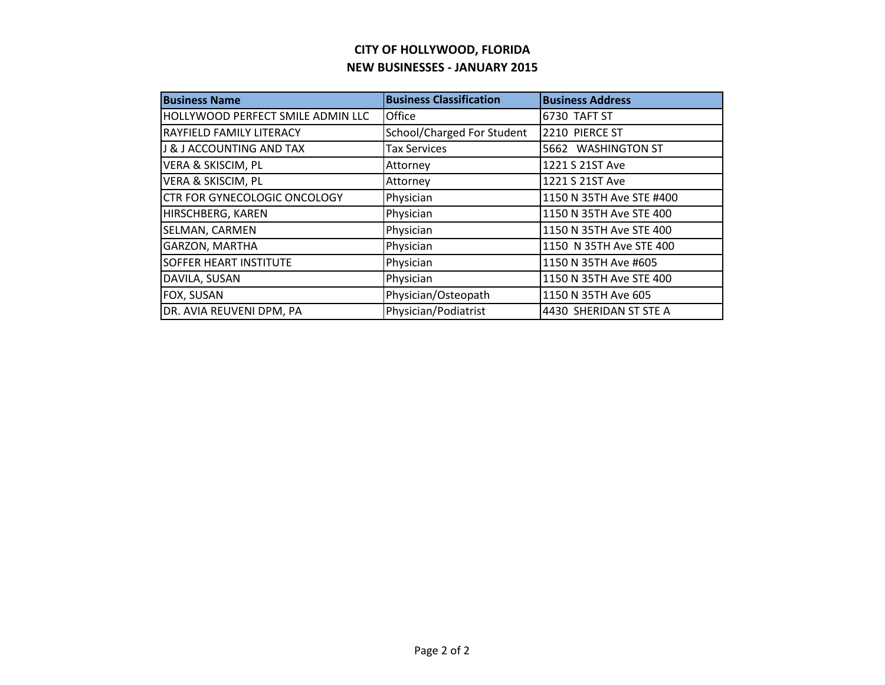# CITY OF HOLLYWOOD, FLORIDA
## NEW BUSINESSES - JANUARY 2015

| Business Name | Business Classification | Business Address |
|---|---|---|
| HOLLYWOOD PERFECT SMILE ADMIN LLC | Office | 6730 TAFT ST |
| RAYFIELD FAMILY LITERACY | School/Charged For Student | 2210 PIERCE ST |
| J & J ACCOUNTING AND TAX | Tax Services | 5662 WASHINGTON ST |
| VERA & SKISCIM, PL | Attorney | 1221 S 21ST Ave |
| VERA & SKISCIM, PL | Attorney | 1221 S 21ST Ave |
| CTR FOR GYNECOLOGIC ONCOLOGY | Physician | 1150 N 35TH Ave STE #400 |
| HIRSCHBERG, KAREN | Physician | 1150 N 35TH Ave STE 400 |
| SELMAN, CARMEN | Physician | 1150 N 35TH Ave STE 400 |
| GARZON, MARTHA | Physician | 1150 N 35TH Ave STE 400 |
| SOFFER HEART INSTITUTE | Physician | 1150 N 35TH Ave #605 |
| DAVILA, SUSAN | Physician | 1150 N 35TH Ave STE 400 |
| FOX, SUSAN | Physician/Osteopath | 1150 N 35TH Ave 605 |
| DR. AVIA REUVENI DPM, PA | Physician/Podiatrist | 4430 SHERIDAN ST STE A |